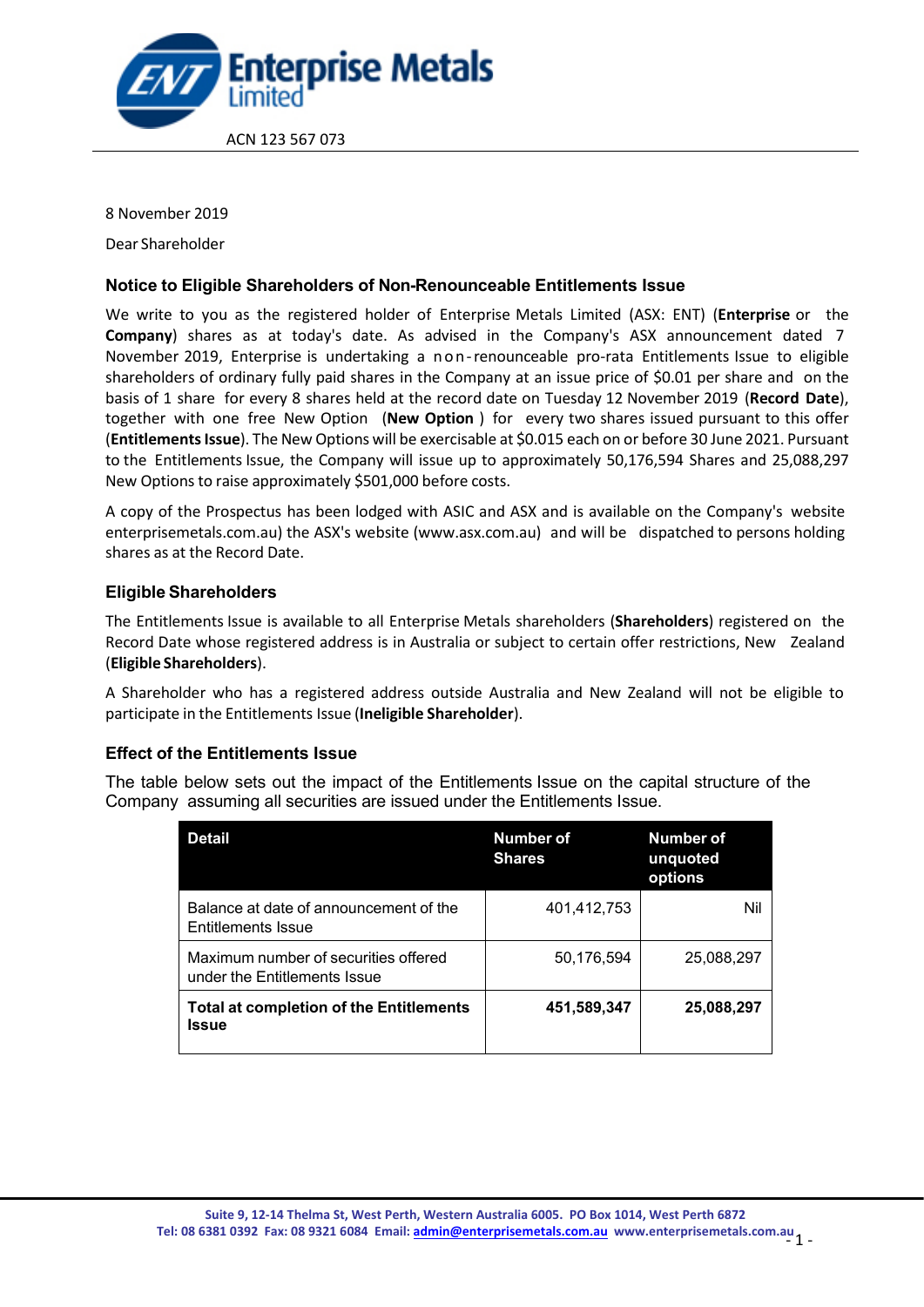Enterprise Metals Limited

ACN 123 567 073

8 November 2019

Dear Shareholder

## Notice to Eligible Shareholders of Non-Renounceable Entitlements Issue

We write to you as the registered holder of Enterprise Metals Limited (ASX: ENT) (**Enterprise** or the **Company**) shares as at today's date. As advised in the Company's ASX announcement dated 7 November 2019, Enterprise is undertaking a non-renounceable pro-rata Entitlements Issue to eligible shareholders of ordinary fully paid shares in the Company at an issue price of $0.01 per share and on the basis of 1 share for every 8 shares held at the record date on Tuesday 12 November 2019 (**Record Date**), together with one free New Option (**New Option** ) for every two shares issued pursuant to this offer (**Entitlements Issue**). The New Options will be exercisable at $0.015 each on or before 30 June 2021. Pursuant to the Entitlements Issue, the Company will issue up to approximately 50,176,594 Shares and 25,088,297 New Options to raise approximately $501,000 before costs.

A copy of the Prospectus has been lodged with ASIC and ASX and is available on the Company's website enterprisemetals.com.au) the ASX's website (www.asx.com.au) and will be dispatched to persons holding shares as at the Record Date.

### Eligible Shareholders

The Entitlements Issue is available to all Enterprise Metals shareholders (**Shareholders**) registered on the Record Date whose registered address is in Australia or subject to certain offer restrictions, New Zealand (**Eligible Shareholders**).

A Shareholder who has a registered address outside Australia and New Zealand will not be eligible to participate in the Entitlements Issue (**Ineligible Shareholder**).

### Effect of the Entitlements Issue

The table below sets out the impact of the Entitlements Issue on the capital structure of the Company assuming all securities are issued under the Entitlements Issue.

| Detail | Number of Shares | Number of unquoted options |
|---|---|---|
| Balance at date of announcement of the Entitlements Issue | 401,412,753 | Nil |
| Maximum number of securities offered under the Entitlements Issue | 50,176,594 | 25,088,297 |
| **Total at completion of the Entitlements Issue** | **451,589,347** | **25,088,297** |

Suite 9, 12-14 Thelma St, West Perth, Western Australia 6005. PO Box 1014, West Perth 6872
Tel: 08 6381 0392 Fax: 08 9321 6084 Email: admin@enterprisemetals.com.au www.enterprisemetals.com.au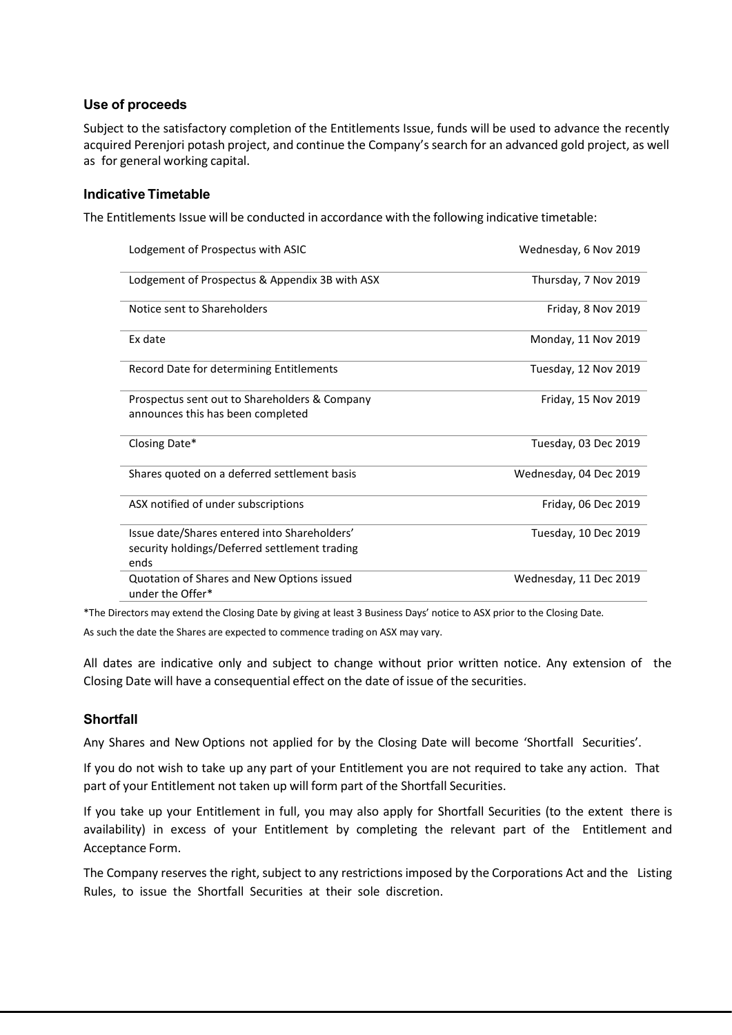### Use of proceeds

Subject to the satisfactory completion of the Entitlements Issue, funds will be used to advance the recently acquired Perenjori potash project, and continue the Company's search for an advanced gold project, as well as for general working capital.

### Indicative Timetable

The Entitlements Issue will be conducted in accordance with the following indicative timetable:

| | |
|---|---|
| Lodgement of Prospectus with ASIC | Wednesday, 6 Nov 2019 |
| Lodgement of Prospectus & Appendix 3B with ASX | Thursday, 7 Nov 2019 |
| Notice sent to Shareholders | Friday, 8 Nov 2019 |
| Ex date | Monday, 11 Nov 2019 |
| Record Date for determining Entitlements | Tuesday, 12 Nov 2019 |
| Prospectus sent out to Shareholders & Company announces this has been completed | Friday, 15 Nov 2019 |
| Closing Date* | Tuesday, 03 Dec 2019 |
| Shares quoted on a deferred settlement basis | Wednesday, 04 Dec 2019 |
| ASX notified of under subscriptions | Friday, 06 Dec 2019 |
| Issue date/Shares entered into Shareholders' security holdings/Deferred settlement trading ends | Tuesday, 10 Dec 2019 |
| Quotation of Shares and New Options issued under the Offer* | Wednesday, 11 Dec 2019 |

*The Directors may extend the Closing Date by giving at least 3 Business Days' notice to ASX prior to the Closing Date.

As such the date the Shares are expected to commence trading on ASX may vary.

All dates are indicative only and subject to change without prior written notice. Any extension of the Closing Date will have a consequential effect on the date of issue of the securities.

### Shortfall

Any Shares and New Options not applied for by the Closing Date will become 'Shortfall Securities'.

If you do not wish to take up any part of your Entitlement you are not required to take any action. That part of your Entitlement not taken up will form part of the Shortfall Securities.

If you take up your Entitlement in full, you may also apply for Shortfall Securities (to the extent there is availability) in excess of your Entitlement by completing the relevant part of the Entitlement and Acceptance Form.

The Company reserves the right, subject to any restrictions imposed by the Corporations Act and the Listing Rules, to issue the Shortfall Securities at their sole discretion.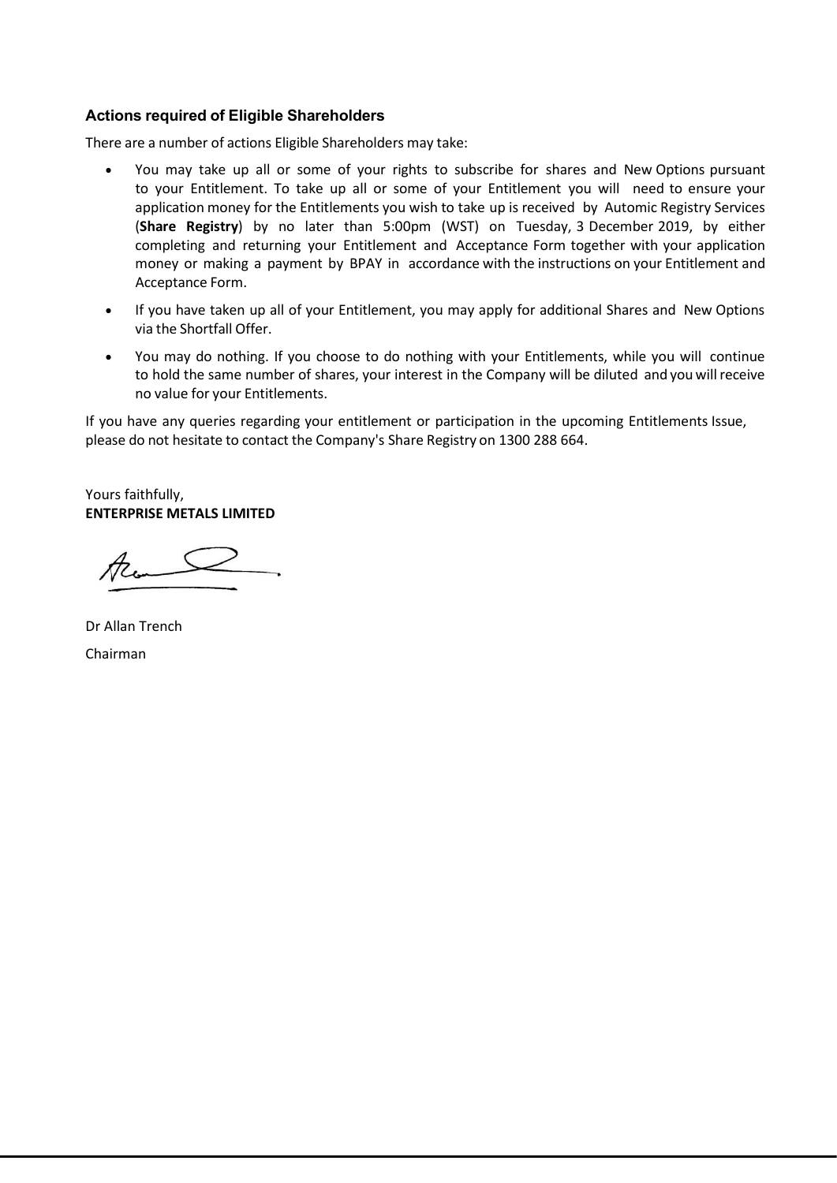### Actions required of Eligible Shareholders

There are a number of actions Eligible Shareholders may take:

- You may take up all or some of your rights to subscribe for shares and New Options pursuant to your Entitlement. To take up all or some of your Entitlement you will need to ensure your application money for the Entitlements you wish to take up is received by Automic Registry Services (**Share Registry**) by no later than 5:00pm (WST) on Tuesday, 3 December 2019, by either completing and returning your Entitlement and Acceptance Form together with your application money or making a payment by BPAY in accordance with the instructions on your Entitlement and Acceptance Form.
- If you have taken up all of your Entitlement, you may apply for additional Shares and New Options via the Shortfall Offer.
- You may do nothing. If you choose to do nothing with your Entitlements, while you will continue to hold the same number of shares, your interest in the Company will be diluted and you will receive no value for your Entitlements.

If you have any queries regarding your entitlement or participation in the upcoming Entitlements Issue, please do not hesitate to contact the Company's Share Registry on 1300 288 664.

Yours faithfully,
**ENTERPRISE METALS LIMITED**

Dr Allan Trench

Chairman